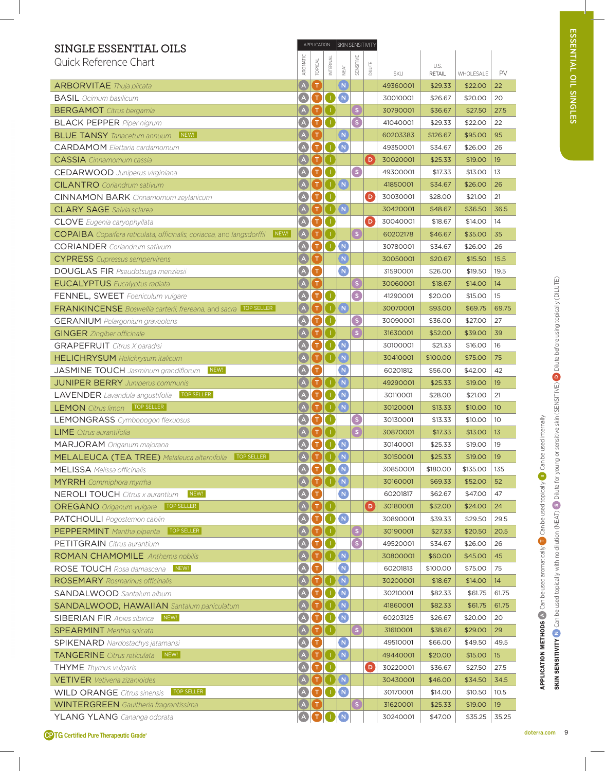# SINGLE ESSENTIAL OILS

Quick Reference Chart

| | APPLICATION | | | SKIN SENSITIVITY | | | | | | |
|---|---|---|---|---|---|---|---|---|---|---|
| | AROMATIC | TOPICAL | INTERNAL | NEAT | SENSITIVE | DILUTE | SKU | U.S. RETAIL | WHOLESALE | PV |
| ARBORVITAE *Thuja plicata* | A | T | | N | | | 49360001 | $29.33 | $22.00 | 22 |
| BASIL *Ocimum basilicum* | A | T | I | N | | | 30010001 | $26.67 | $20.00 | 20 |
| BERGAMOT *Citrus bergamia* | A | T | I | | S | | 30790001 | $36.67 | $27.50 | 27.5 |
| BLACK PEPPER *Piper nigrum* | A | T | I | | S | | 41040001 | $29.33 | $22.00 | 22 |
| BLUE TANSY *Tanacetum annuum* NEW! | A | T | | N | | | 60203383 | $126.67 | $95.00 | 95 |
| CARDAMOM *Elettaria cardamomum* | A | T | I | N | | | 49350001 | $34.67 | $26.00 | 26 |
| CASSIA *Cinnamomum cassia* | A | T | I | | | D | 30020001 | $25.33 | $19.00 | 19 |
| CEDARWOOD *Juniperus virginiana* | A | T | I | | S | | 49300001 | $17.33 | $13.00 | 13 |
| CILANTRO *Coriandrum sativum* | A | T | I | N | | | 41850001 | $34.67 | $26.00 | 26 |
| CINNAMON BARK *Cinnamomum zeylanicum* | A | T | I | | | D | 30030001 | $28.00 | $21.00 | 21 |
| CLARY SAGE *Salvia sclarea* | A | T | I | N | | | 30420001 | $48.67 | $36.50 | 36.5 |
| CLOVE *Eugenia caryophyllata* | A | T | I | | | D | 30040001 | $18.67 | $14.00 | 14 |
| COPAIBA *Copaifera reticulata, officinalis, coriacea, and langsdorffii* NEW! | A | T | I | | S | | 60202178 | $46.67 | $35.00 | 35 |
| CORIANDER *Coriandrum sativum* | A | T | I | N | | | 30780001 | $34.67 | $26.00 | 26 |
| CYPRESS *Cupressus sempervirens* | A | T | | N | | | 30050001 | $20.67 | $15.50 | 15.5 |
| DOUGLAS FIR *Pseudotsuga menziesii* | A | T | | N | | | 31590001 | $26.00 | $19.50 | 19.5 |
| EUCALYPTUS *Eucalyptus radiata* | A | T | | | S | | 30060001 | $18.67 | $14.00 | 14 |
| FENNEL, SWEET *Foeniculum vulgare* | A | T | I | | S | | 41290001 | $20.00 | $15.00 | 15 |
| FRANKINCENSE *Boswellia carterii, frereana, and sacra* TOP SELLER | A | T | I | N | | | 30070001 | $93.00 | $69.75 | 69.75 |
| GERANIUM *Pelargonium graveolens* | A | T | I | | S | | 30090001 | $36.00 | $27.00 | 27 |
| GINGER *Zingiber officinale* | A | T | I | | S | | 31630001 | $52.00 | $39.00 | 39 |
| GRAPEFRUIT *Citrus X paradisi* | A | T | I | N | | | 30100001 | $21.33 | $16.00 | 16 |
| HELICHRYSUM *Helichrysum italicum* | A | T | I | N | | | 30410001 | $100.00 | $75.00 | 75 |
| JASMINE TOUCH *Jasminum grandiflorum* NEW! | A | T | | N | | | 60201812 | $56.00 | $42.00 | 42 |
| JUNIPER BERRY *Juniperus communis* | A | T | I | N | | | 49290001 | $25.33 | $19.00 | 19 |
| LAVENDER *Lavandula angustifolia* TOP SELLER | A | T | I | N | | | 30110001 | $28.00 | $21.00 | 21 |
| LEMON *Citrus limon* TOP SELLER | A | T | I | N | | | 30120001 | $13.33 | $10.00 | 10 |
| LEMONGRASS *Cymbopogon flexuosus* | A | T | I | | S | | 30130001 | $13.33 | $10.00 | 10 |
| LIME *Citrus aurantifolia* | A | T | I | | S | | 30870001 | $17.33 | $13.00 | 13 |
| MARJORAM *Origanum majorana* | A | T | I | N | | | 30140001 | $25.33 | $19.00 | 19 |
| MELALEUCA (TEA TREE) *Melaleuca alternifolia* TOP SELLER | A | T | I | N | | | 30150001 | $25.33 | $19.00 | 19 |
| MELISSA *Melissa officinalis* | A | T | I | N | | | 30850001 | $180.00 | $135.00 | 135 |
| MYRRH *Commiphora myrrha* | A | T | I | N | | | 30160001 | $69.33 | $52.00 | 52 |
| NEROLI TOUCH *Citrus x aurantium* NEW! | A | T | | N | | | 60201817 | $62.67 | $47.00 | 47 |
| OREGANO *Origanum vulgare* TOP SELLER | A | T | I | | | D | 30180001 | $32.00 | $24.00 | 24 |
| PATCHOULI *Pogostemon cablin* | A | T | I | N | | | 30890001 | $39.33 | $29.50 | 29.5 |
| PEPPERMINT *Mentha piperita* TOP SELLER | A | T | I | | S | | 30190001 | $27.33 | $20.50 | 20.5 |
| PETITGRAIN *Citrus aurantium* | A | T | I | | S | | 49520001 | $34.67 | $26.00 | 26 |
| ROMAN CHAMOMILE *Anthemis nobilis* | A | T | I | N | | | 30800001 | $60.00 | $45.00 | 45 |
| ROSE TOUCH *Rosa damascena* NEW! | A | T | | N | | | 60201813 | $100.00 | $75.00 | 75 |
| ROSEMARY *Rosmarinus officinalis* | A | T | I | N | | | 30200001 | $18.67 | $14.00 | 14 |
| SANDALWOOD *Santalum album* | A | T | I | N | | | 30210001 | $82.33 | $61.75 | 61.75 |
| SANDALWOOD, HAWAIIAN *Santalum paniculatum* | A | T | I | N | | | 41860001 | $82.33 | $61.75 | 61.75 |
| SIBERIAN FIR *Abies sibirica* NEW! | A | T | I | N | | | 60203125 | $26.67 | $20.00 | 20 |
| SPEARMINT *Mentha spicata* | A | T | I | | S | | 31610001 | $38.67 | $29.00 | 29 |
| SPIKENARD *Nardostachys jatamansi* | A | T | | N | | | 49510001 | $66.00 | $49.50 | 49.5 |
| TANGERINE *Citrus reticulata* NEW! | A | T | I | N | | | 49440001 | $20.00 | $15.00 | 15 |
| THYME *Thymus vulgaris* | A | T | I | | | D | 30220001 | $36.67 | $27.50 | 27.5 |
| VETIVER *Vetiveria zizanioides* | A | T | I | N | | | 30430001 | $46.00 | $34.50 | 34.5 |
| WILD ORANGE *Citrus sinensis* TOP SELLER | A | T | I | N | | | 30170001 | $14.00 | $10.50 | 10.5 |
| WINTERGREEN *Gaultheria fragrantissima* | A | T | | | S | | 31620001 | $25.33 | $19.00 | 19 |
| YLANG YLANG *Cananga odorata* | A | T | I | N | | | 30240001 | $47.00 | $35.25 | 35.25 |

**APPLICATION METHODS** A Can be used aromatically T Can be used topically I Can be used internally

**SKIN SENSITIVITY** N Can be used topically with no dilution (NEAT) S Dilute for young or sensitive skin (SENSITIVE) D Dilute before using topically (DILUTE)

CPTG Certified Pure Therapeutic Grade®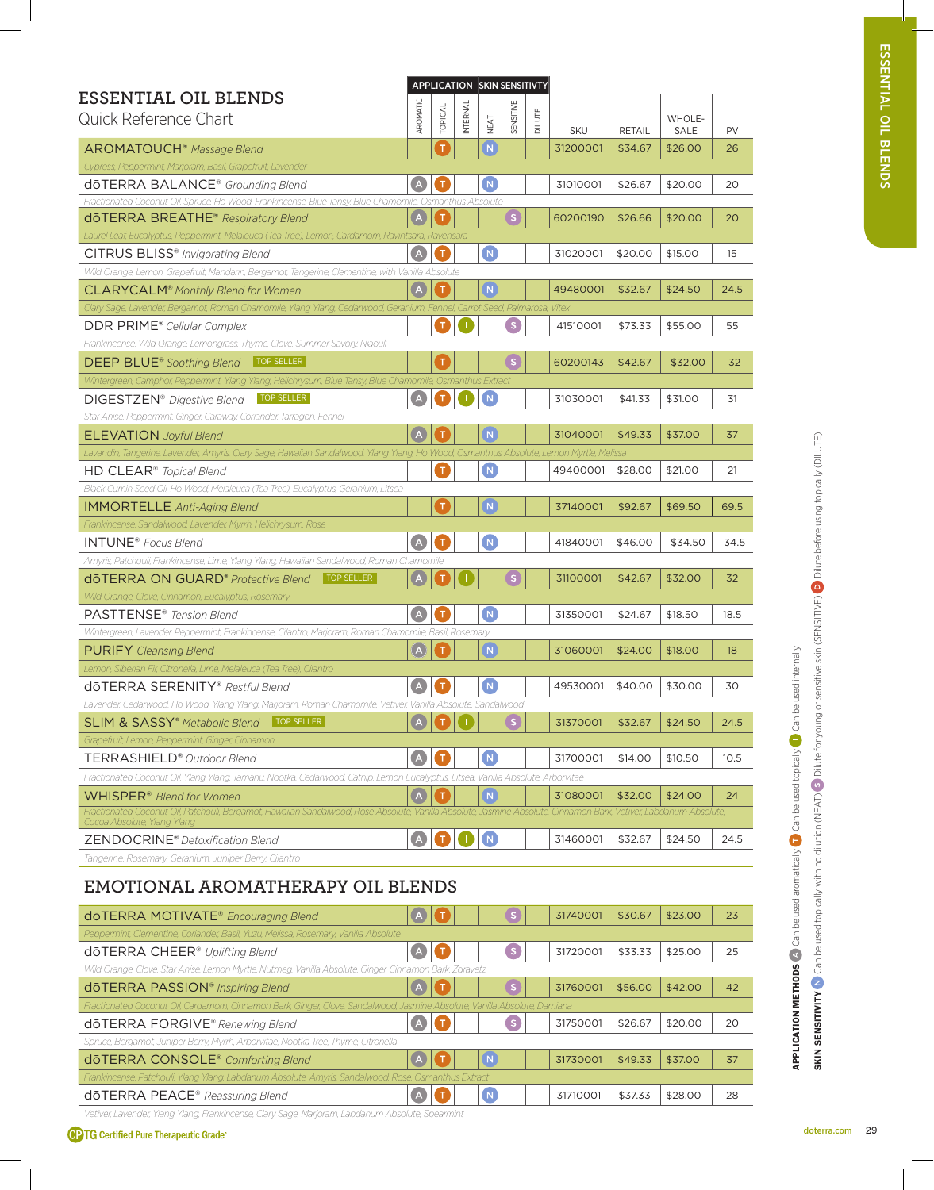# ESSENTIAL OIL BLENDS

## Quick Reference Chart

| | APPLICATION | | | SKIN SENSITIVITY | | | | | | |
|---|---|---|---|---|---|---|---|---|---|---|
| | AROMATIC | TOPICAL | INTERNAL | NEAT | SENSITIVE | DILUTE | SKU | RETAIL | WHOLE-SALE | PV |
| AROMATOUCH® *Massage Blend* | | T | | N | | | 31200001 | $34.67 | $26.00 | 26 |
| *Cypress, Peppermint, Marjoram, Basil, Grapefruit, Lavender* | | | | | | | | | | |
| dōTERRA BALANCE® *Grounding Blend* | A | T | | N | | | 31010001 | $26.67 | $20.00 | 20 |
| *Fractionated Coconut Oil, Spruce, Ho Wood, Frankincense, Blue Tansy, Blue Chamomile, Osmanthus Absolute* | | | | | | | | | | |
| dōTERRA BREATHE® *Respiratory Blend* | A | T | | | S | | 60200190 | $26.66 | $20.00 | 20 |
| *Laurel Leaf, Eucalyptus, Peppermint, Melaleuca (Tea Tree), Lemon, Cardamom, Ravintsara, Ravensara* | | | | | | | | | | |
| CITRUS BLISS® *Invigorating Blend* | A | T | | N | | | 31020001 | $20.00 | $15.00 | 15 |
| *Wild Orange, Lemon, Grapefruit, Mandarin, Bergamot, Tangerine, Clementine, with Vanilla Absolute* | | | | | | | | | | |
| CLARYCALM® *Monthly Blend for Women* | A | T | | N | | | 49480001 | $32.67 | $24.50 | 24.5 |
| *Clary Sage, Lavender, Bergamot, Roman Chamomile, Ylang Ylang, Cedarwood, Geranium, Fennel, Carrot Seed, Palmarosa, Vitex* | | | | | | | | | | |
| DDR PRIME® *Cellular Complex* | | T | I | | S | | 41510001 | $73.33 | $55.00 | 55 |
| *Frankincense, Wild Orange, Lemongrass, Thyme, Clove, Summer Savory, Niaouli* | | | | | | | | | | |
| DEEP BLUE® *Soothing Blend* TOP SELLER | | T | | | S | | 60200143 | $42.67 | $32.00 | 32 |
| *Wintergreen, Camphor, Peppermint, Ylang Ylang, Helichrysum, Blue Tansy, Blue Chamomile, Osmanthus Extract* | | | | | | | | | | |
| DIGESTZEN® *Digestive Blend* TOP SELLER | A | T | I | N | | | 31030001 | $41.33 | $31.00 | 31 |
| *Star Anise, Peppermint, Ginger, Caraway, Coriander, Tarragon, Fennel* | | | | | | | | | | |
| ELEVATION *Joyful Blend* | A | T | | N | | | 31040001 | $49.33 | $37.00 | 37 |
| *Lavandin, Tangerine, Lavender, Amyris, Clary Sage, Hawaiian Sandalwood, Ylang Ylang, Ho Wood, Osmanthus Absolute, Lemon Myrtle, Melissa* | | | | | | | | | | |
| HD CLEAR® *Topical Blend* | | T | | N | | | 49400001 | $28.00 | $21.00 | 21 |
| *Black Cumin Seed Oil, Ho Wood, Melaleuca (Tea Tree), Eucalyptus, Geranium, Litsea* | | | | | | | | | | |
| IMMORTELLE *Anti-Aging Blend* | | T | | N | | | 37140001 | $92.67 | $69.50 | 69.5 |
| *Frankincense, Sandalwood, Lavender, Myrrh, Helichrysum, Rose* | | | | | | | | | | |
| INTUNE® *Focus Blend* | A | T | | N | | | 41840001 | $46.00 | $34.50 | 34.5 |
| *Amyris, Patchouli, Frankincense, Lime, Ylang Ylang, Hawaiian Sandalwood, Roman Chamomile* | | | | | | | | | | |
| dōTERRA ON GUARD® *Protective Blend* TOP SELLER | A | T | I | | S | | 31100001 | $42.67 | $32.00 | 32 |
| *Wild Orange, Clove, Cinnamon, Eucalyptus, Rosemary* | | | | | | | | | | |
| PASTTENSE® *Tension Blend* | A | T | | N | | | 31350001 | $24.67 | $18.50 | 18.5 |
| *Wintergreen, Lavender, Peppermint, Frankincense, Cilantro, Marjoram, Roman Chamomile, Basil, Rosemary* | | | | | | | | | | |
| PURIFY *Cleansing Blend* | A | T | | N | | | 31060001 | $24.00 | $18.00 | 18 |
| *Lemon, Siberian Fir, Citronella, Lime, Melaleuca (Tea Tree), Cilantro* | | | | | | | | | | |
| dōTERRA SERENITY® *Restful Blend* | A | T | | N | | | 49530001 | $40.00 | $30.00 | 30 |
| *Lavender, Cedarwood, Ho Wood, Ylang Ylang, Marjoram, Roman Chamomile, Vetiver, Vanilla Absolute, Sandalwood* | | | | | | | | | | |
| SLIM & SASSY® *Metabolic Blend* TOP SELLER | A | T | I | | S | | 31370001 | $32.67 | $24.50 | 24.5 |
| *Grapefruit, Lemon, Peppermint, Ginger, Cinnamon* | | | | | | | | | | |
| TERRASHIELD® *Outdoor Blend* | A | T | | N | | | 31700001 | $14.00 | $10.50 | 10.5 |
| *Fractionated Coconut Oil, Ylang Ylang, Tamanu, Nootka, Cedarwood, Catnip, Lemon Eucalyptus, Litsea, Vanilla Absolute, Arborvitae* | | | | | | | | | | |
| WHISPER® *Blend for Women* | A | T | | N | | | 31080001 | $32.00 | $24.00 | 24 |
| *Fractionated Coconut Oil, Patchouli, Bergamot, Hawaiian Sandalwood, Rose Absolute, Vanilla Absolute, Jasmine Absolute, Cinnamon Bark, Vetiver, Labdanum Absolute, Cocoa Absolute, Ylang Ylang* | | | | | | | | | | |
| ZENDOCRINE® *Detoxification Blend* | A | T | I | N | | | 31460001 | $32.67 | $24.50 | 24.5 |
| *Tangerine, Rosemary, Geranium, Juniper Berry, Cilantro* | | | | | | | | | | |

## EMOTIONAL AROMATHERAPY OIL BLENDS

| | AROMATIC | TOPICAL | INTERNAL | NEAT | SENSITIVE | DILUTE | SKU | RETAIL | WHOLE-SALE | PV |
|---|---|---|---|---|---|---|---|---|---|---|
| dōTERRA MOTIVATE® *Encouraging Blend* | A | T | | | S | | 31740001 | $30.67 | $23.00 | 23 |
| *Peppermint, Clementine, Coriander, Basil, Yuzu, Melissa, Rosemary, Vanilla Absolute* | | | | | | | | | | |
| dōTERRA CHEER® *Uplifting Blend* | A | T | | | S | | 31720001 | $33.33 | $25.00 | 25 |
| *Wild Orange, Clove, Star Anise, Lemon Myrtle, Nutmeg, Vanilla Absolute, Ginger, Cinnamon Bark, Zdravetz* | | | | | | | | | | |
| dōTERRA PASSION® *Inspiring Blend* | A | T | | | S | | 31760001 | $56.00 | $42.00 | 42 |
| *Fractionated Coconut Oil, Cardamom, Cinnamon Bark, Ginger, Clove, Sandalwood, Jasmine Absolute, Vanilla Absolute, Damiana* | | | | | | | | | | |
| dōTERRA FORGIVE® *Renewing Blend* | A | T | | | S | | 31750001 | $26.67 | $20.00 | 20 |
| *Spruce, Bergamot, Juniper Berry, Myrrh, Arborvitae, Nootka Tree, Thyme, Citronella* | | | | | | | | | | |
| dōTERRA CONSOLE® *Comforting Blend* | A | T | | N | | | 31730001 | $49.33 | $37.00 | 37 |
| *Frankincense, Patchouli, Ylang Ylang, Labdanum Absolute, Amyris, Sandalwood, Rose, Osmanthus Extract* | | | | | | | | | | |
| dōTERRA PEACE® *Reassuring Blend* | A | T | | N | | | 31710001 | $37.33 | $28.00 | 28 |
| *Vetiver, Lavender, Ylang Ylang, Frankincense, Clary Sage, Marjoram, Labdanum Absolute, Spearmint* | | | | | | | | | | |

**APPLICATION METHODS** A Can be used aromatically T Can be used topically I Can be used internally

**SKIN SENSITIVITY** N Can be used topically with no dilution (NEAT) S Dilute for young or sensitive skin (SENSITIVE) D Dilute before using topically (DILUTE)

CPTG Certified Pure Therapeutic Grade®

doterra.com